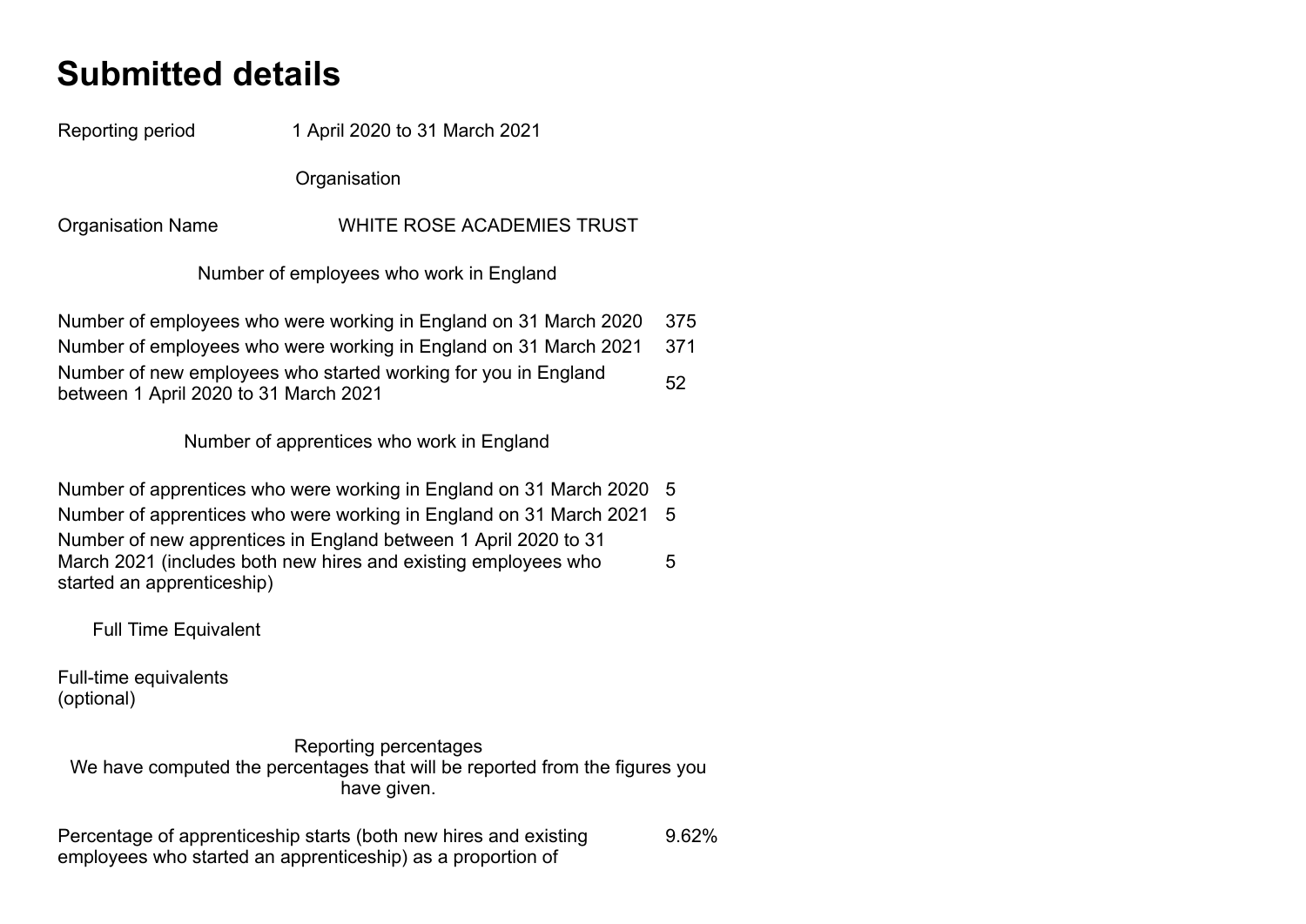# Submitted details

| | |
|---|---|
| Reporting period | 1 April 2020 to 31 March 2021 |

## Organisation

| | |
|---|---|
| Organisation Name | WHITE ROSE ACADEMIES TRUST |

## Number of employees who work in England

| | |
|---|---|
| Number of employees who were working in England on 31 March 2020 | 375 |
| Number of employees who were working in England on 31 March 2021 | 371 |
| Number of new employees who started working for you in England between 1 April 2020 to 31 March 2021 | 52 |

## Number of apprentices who work in England

| | |
|---|---|
| Number of apprentices who were working in England on 31 March 2020 | 5 |
| Number of apprentices who were working in England on 31 March 2021 | 5 |
| Number of new apprentices in England between 1 April 2020 to 31 March 2021 (includes both new hires and existing employees who started an apprenticeship) | 5 |

## Full Time Equivalent

| | |
|---|---|
| Full-time equivalents (optional) | |

## Reporting percentages

We have computed the percentages that will be reported from the figures you have given.

| | |
|---|---|
| Percentage of apprenticeship starts (both new hires and existing employees who started an apprenticeship) as a proportion of | 9.62% |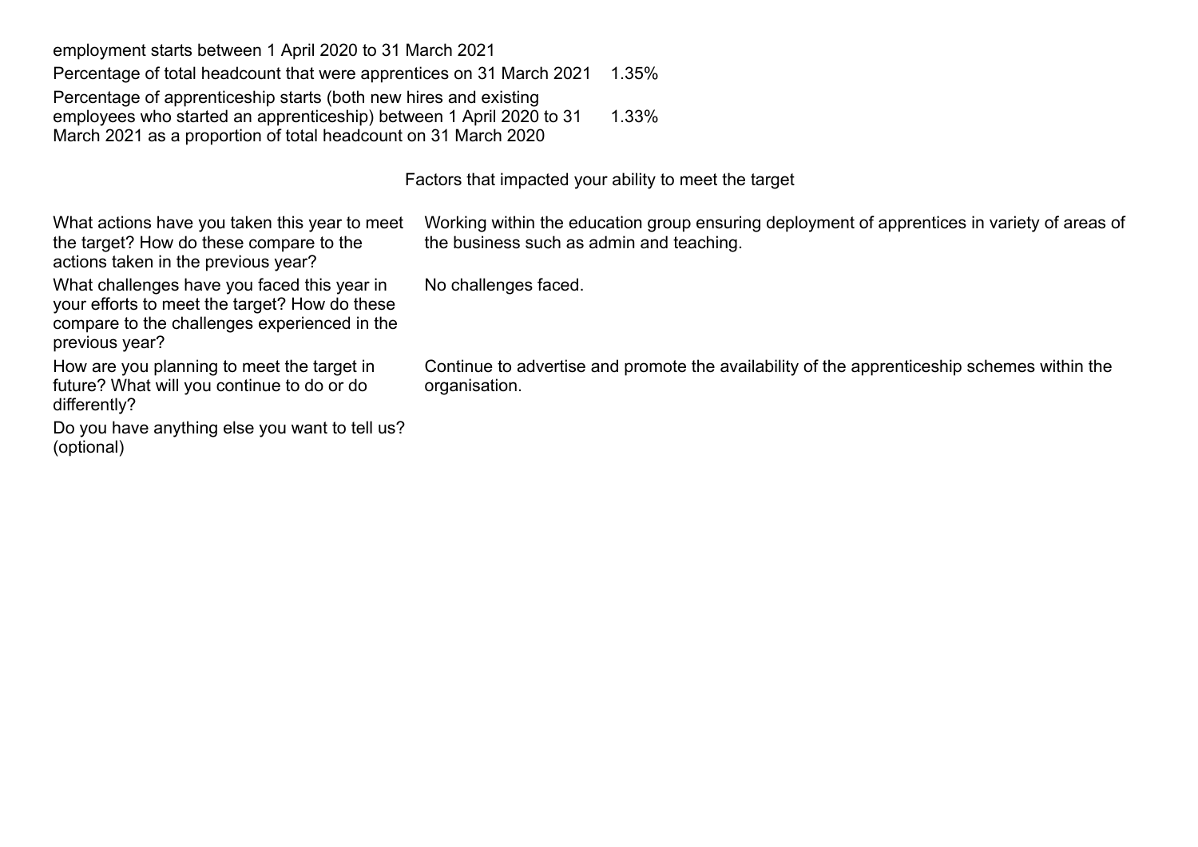| | |
|---|---|
| employment starts between 1 April 2020 to 31 March 2021 | |
| Percentage of total headcount that were apprentices on 31 March 2021 | 1.35% |
| Percentage of apprenticeship starts (both new hires and existing employees who started an apprenticeship) between 1 April 2020 to 31 March 2021 as a proportion of total headcount on 31 March 2020 | 1.33% |

## Factors that impacted your ability to meet the target

| | |
|---|---|
| What actions have you taken this year to meet the target? How do these compare to the actions taken in the previous year? | Working within the education group ensuring deployment of apprentices in variety of areas of the business such as admin and teaching. |
| What challenges have you faced this year in your efforts to meet the target? How do these compare to the challenges experienced in the previous year? | No challenges faced. |
| How are you planning to meet the target in future? What will you continue to do or do differently? | Continue to advertise and promote the availability of the apprenticeship schemes within the organisation. |
| Do you have anything else you want to tell us? (optional) | |